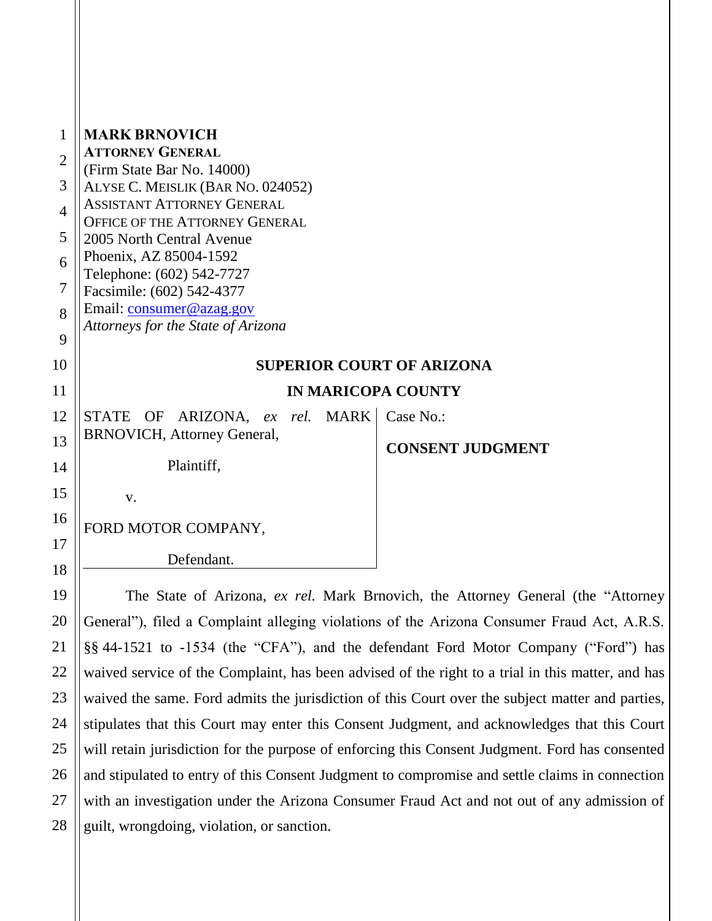**MARK BRNOVICH**
**ATTORNEY GENERAL**
(Firm State Bar No. 14000)
ALYSE C. MEISLIK (BAR NO. 024052)
ASSISTANT ATTORNEY GENERAL
OFFICE OF THE ATTORNEY GENERAL
2005 North Central Avenue
Phoenix, AZ 85004-1592
Telephone: (602) 542-7727
Facsimile: (602) 542-4377
Email: consumer@azag.gov
*Attorneys for the State of Arizona*

**SUPERIOR COURT OF ARIZONA**

**IN MARICOPA COUNTY**

STATE OF ARIZONA, *ex rel.* MARK BRNOVICH, Attorney General,

Plaintiff,

v.

FORD MOTOR COMPANY,

Defendant.

Case No.:

**CONSENT JUDGMENT**

The State of Arizona, *ex rel.* Mark Brnovich, the Attorney General (the "Attorney General"), filed a Complaint alleging violations of the Arizona Consumer Fraud Act, A.R.S. §§ 44-1521 to -1534 (the "CFA"), and the defendant Ford Motor Company ("Ford") has waived service of the Complaint, has been advised of the right to a trial in this matter, and has waived the same. Ford admits the jurisdiction of this Court over the subject matter and parties, stipulates that this Court may enter this Consent Judgment, and acknowledges that this Court will retain jurisdiction for the purpose of enforcing this Consent Judgment. Ford has consented and stipulated to entry of this Consent Judgment to compromise and settle claims in connection with an investigation under the Arizona Consumer Fraud Act and not out of any admission of guilt, wrongdoing, violation, or sanction.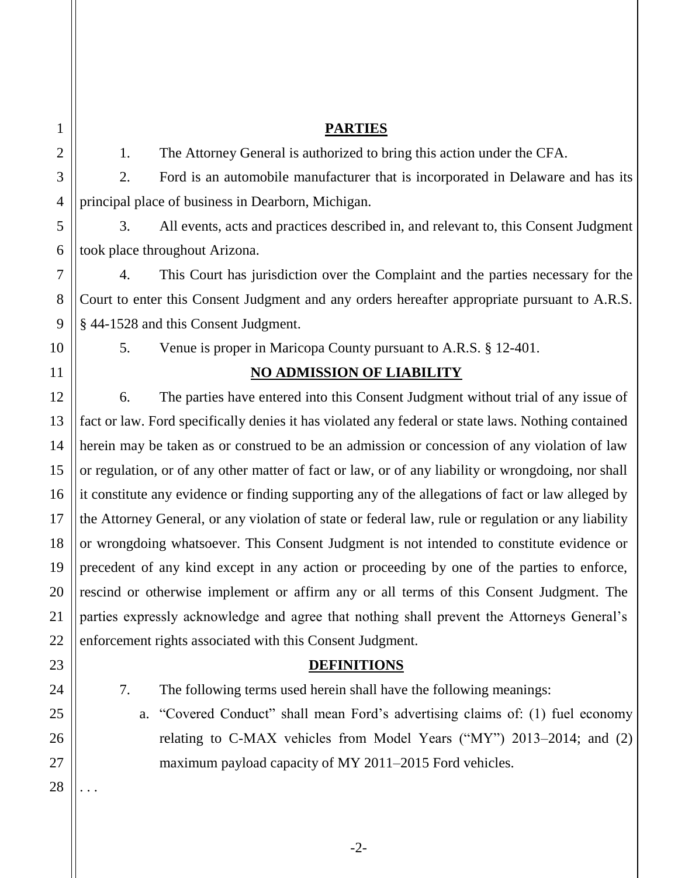## PARTIES

1. The Attorney General is authorized to bring this action under the CFA.

2. Ford is an automobile manufacturer that is incorporated in Delaware and has its principal place of business in Dearborn, Michigan.

3. All events, acts and practices described in, and relevant to, this Consent Judgment took place throughout Arizona.

4. This Court has jurisdiction over the Complaint and the parties necessary for the Court to enter this Consent Judgment and any orders hereafter appropriate pursuant to A.R.S. § 44-1528 and this Consent Judgment.

5. Venue is proper in Maricopa County pursuant to A.R.S. § 12-401.

## NO ADMISSION OF LIABILITY

6. The parties have entered into this Consent Judgment without trial of any issue of fact or law. Ford specifically denies it has violated any federal or state laws. Nothing contained herein may be taken as or construed to be an admission or concession of any violation of law or regulation, or of any other matter of fact or law, or of any liability or wrongdoing, nor shall it constitute any evidence or finding supporting any of the allegations of fact or law alleged by the Attorney General, or any violation of state or federal law, rule or regulation or any liability or wrongdoing whatsoever. This Consent Judgment is not intended to constitute evidence or precedent of any kind except in any action or proceeding by one of the parties to enforce, rescind or otherwise implement or affirm any or all terms of this Consent Judgment. The parties expressly acknowledge and agree that nothing shall prevent the Attorneys General's enforcement rights associated with this Consent Judgment.

## DEFINITIONS

7. The following terms used herein shall have the following meanings:

   a. "Covered Conduct" shall mean Ford's advertising claims of: (1) fuel economy relating to C-MAX vehicles from Model Years ("MY") 2013–2014; and (2) maximum payload capacity of MY 2011–2015 Ford vehicles.

. . .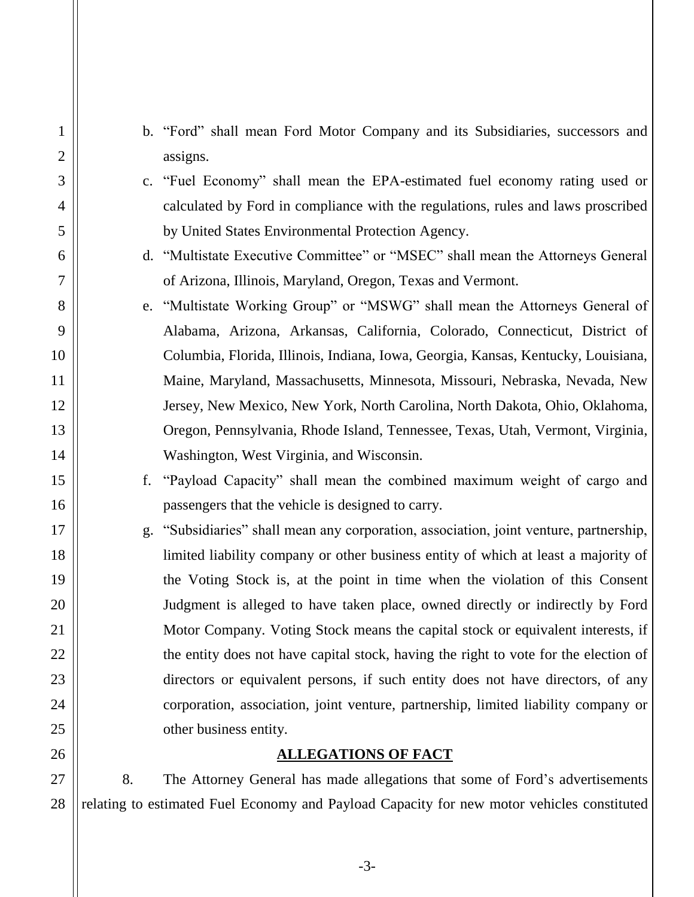b. "Ford" shall mean Ford Motor Company and its Subsidiaries, successors and assigns.

c. "Fuel Economy" shall mean the EPA-estimated fuel economy rating used or calculated by Ford in compliance with the regulations, rules and laws proscribed by United States Environmental Protection Agency.

d. "Multistate Executive Committee" or "MSEC" shall mean the Attorneys General of Arizona, Illinois, Maryland, Oregon, Texas and Vermont.

e. "Multistate Working Group" or "MSWG" shall mean the Attorneys General of Alabama, Arizona, Arkansas, California, Colorado, Connecticut, District of Columbia, Florida, Illinois, Indiana, Iowa, Georgia, Kansas, Kentucky, Louisiana, Maine, Maryland, Massachusetts, Minnesota, Missouri, Nebraska, Nevada, New Jersey, New Mexico, New York, North Carolina, North Dakota, Ohio, Oklahoma, Oregon, Pennsylvania, Rhode Island, Tennessee, Texas, Utah, Vermont, Virginia, Washington, West Virginia, and Wisconsin.

f. "Payload Capacity" shall mean the combined maximum weight of cargo and passengers that the vehicle is designed to carry.

g. "Subsidiaries" shall mean any corporation, association, joint venture, partnership, limited liability company or other business entity of which at least a majority of the Voting Stock is, at the point in time when the violation of this Consent Judgment is alleged to have taken place, owned directly or indirectly by Ford Motor Company. Voting Stock means the capital stock or equivalent interests, if the entity does not have capital stock, having the right to vote for the election of directors or equivalent persons, if such entity does not have directors, of any corporation, association, joint venture, partnership, limited liability company or other business entity.

## ALLEGATIONS OF FACT

8. The Attorney General has made allegations that some of Ford's advertisements relating to estimated Fuel Economy and Payload Capacity for new motor vehicles constituted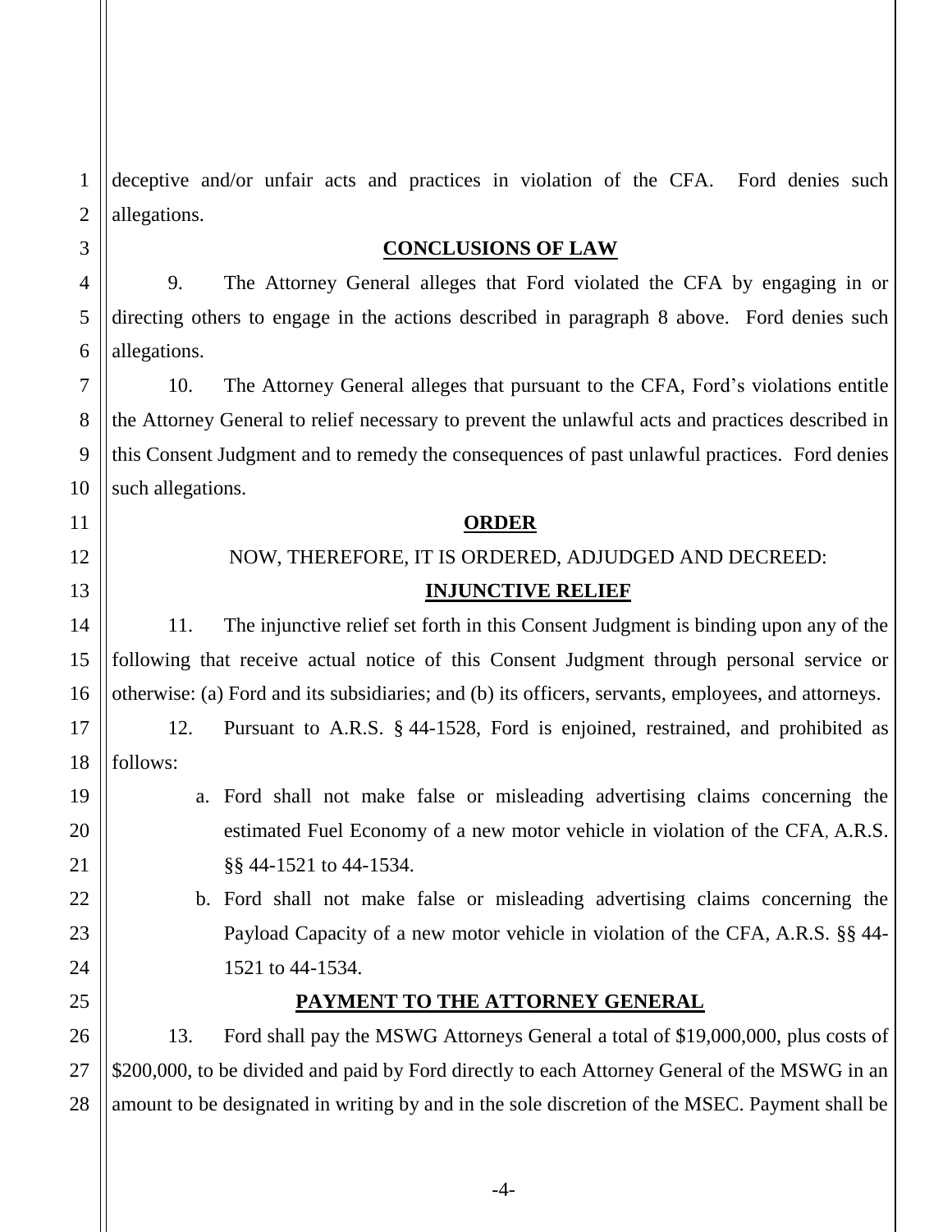deceptive and/or unfair acts and practices in violation of the CFA. Ford denies such allegations.

## CONCLUSIONS OF LAW

9. The Attorney General alleges that Ford violated the CFA by engaging in or directing others to engage in the actions described in paragraph 8 above. Ford denies such allegations.

10. The Attorney General alleges that pursuant to the CFA, Ford's violations entitle the Attorney General to relief necessary to prevent the unlawful acts and practices described in this Consent Judgment and to remedy the consequences of past unlawful practices. Ford denies such allegations.

## ORDER

NOW, THEREFORE, IT IS ORDERED, ADJUDGED AND DECREED:

## INJUNCTIVE RELIEF

11. The injunctive relief set forth in this Consent Judgment is binding upon any of the following that receive actual notice of this Consent Judgment through personal service or otherwise: (a) Ford and its subsidiaries; and (b) its officers, servants, employees, and attorneys.

12. Pursuant to A.R.S. § 44-1528, Ford is enjoined, restrained, and prohibited as follows:

a. Ford shall not make false or misleading advertising claims concerning the estimated Fuel Economy of a new motor vehicle in violation of the CFA, A.R.S. §§ 44-1521 to 44-1534.

b. Ford shall not make false or misleading advertising claims concerning the Payload Capacity of a new motor vehicle in violation of the CFA, A.R.S. §§ 44-1521 to 44-1534.

## PAYMENT TO THE ATTORNEY GENERAL

13. Ford shall pay the MSWG Attorneys General a total of $19,000,000, plus costs of $200,000, to be divided and paid by Ford directly to each Attorney General of the MSWG in an amount to be designated in writing by and in the sole discretion of the MSEC. Payment shall be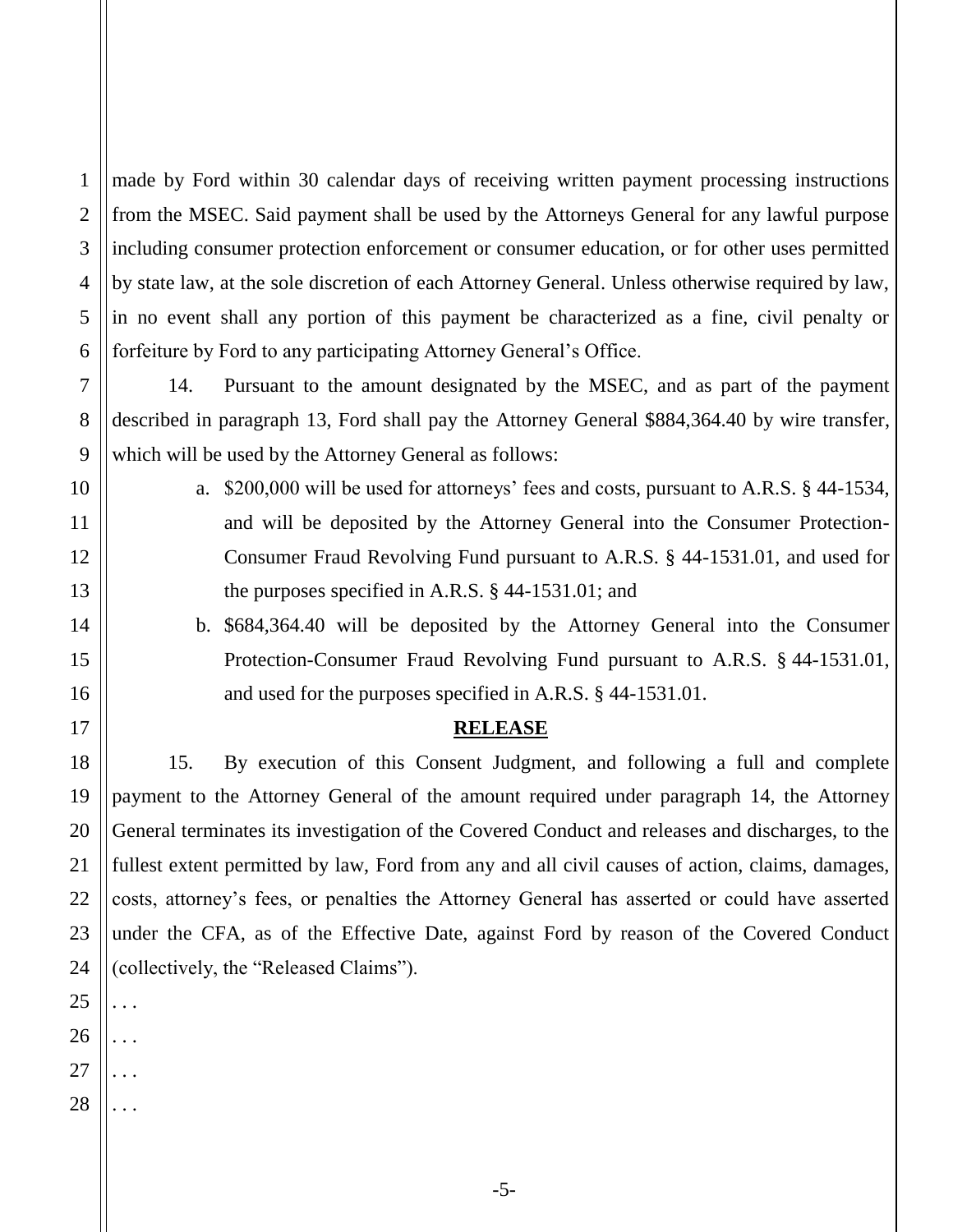made by Ford within 30 calendar days of receiving written payment processing instructions from the MSEC. Said payment shall be used by the Attorneys General for any lawful purpose including consumer protection enforcement or consumer education, or for other uses permitted by state law, at the sole discretion of each Attorney General. Unless otherwise required by law, in no event shall any portion of this payment be characterized as a fine, civil penalty or forfeiture by Ford to any participating Attorney General's Office.

14. Pursuant to the amount designated by the MSEC, and as part of the payment described in paragraph 13, Ford shall pay the Attorney General $884,364.40 by wire transfer, which will be used by the Attorney General as follows:

a. $200,000 will be used for attorneys' fees and costs, pursuant to A.R.S. § 44-1534, and will be deposited by the Attorney General into the Consumer Protection-Consumer Fraud Revolving Fund pursuant to A.R.S. § 44-1531.01, and used for the purposes specified in A.R.S. § 44-1531.01; and

b. $684,364.40 will be deposited by the Attorney General into the Consumer Protection-Consumer Fraud Revolving Fund pursuant to A.R.S. § 44-1531.01, and used for the purposes specified in A.R.S. § 44-1531.01.

## RELEASE

15. By execution of this Consent Judgment, and following a full and complete payment to the Attorney General of the amount required under paragraph 14, the Attorney General terminates its investigation of the Covered Conduct and releases and discharges, to the fullest extent permitted by law, Ford from any and all civil causes of action, claims, damages, costs, attorney's fees, or penalties the Attorney General has asserted or could have asserted under the CFA, as of the Effective Date, against Ford by reason of the Covered Conduct (collectively, the "Released Claims").

. . .

. . .

. . .

. . .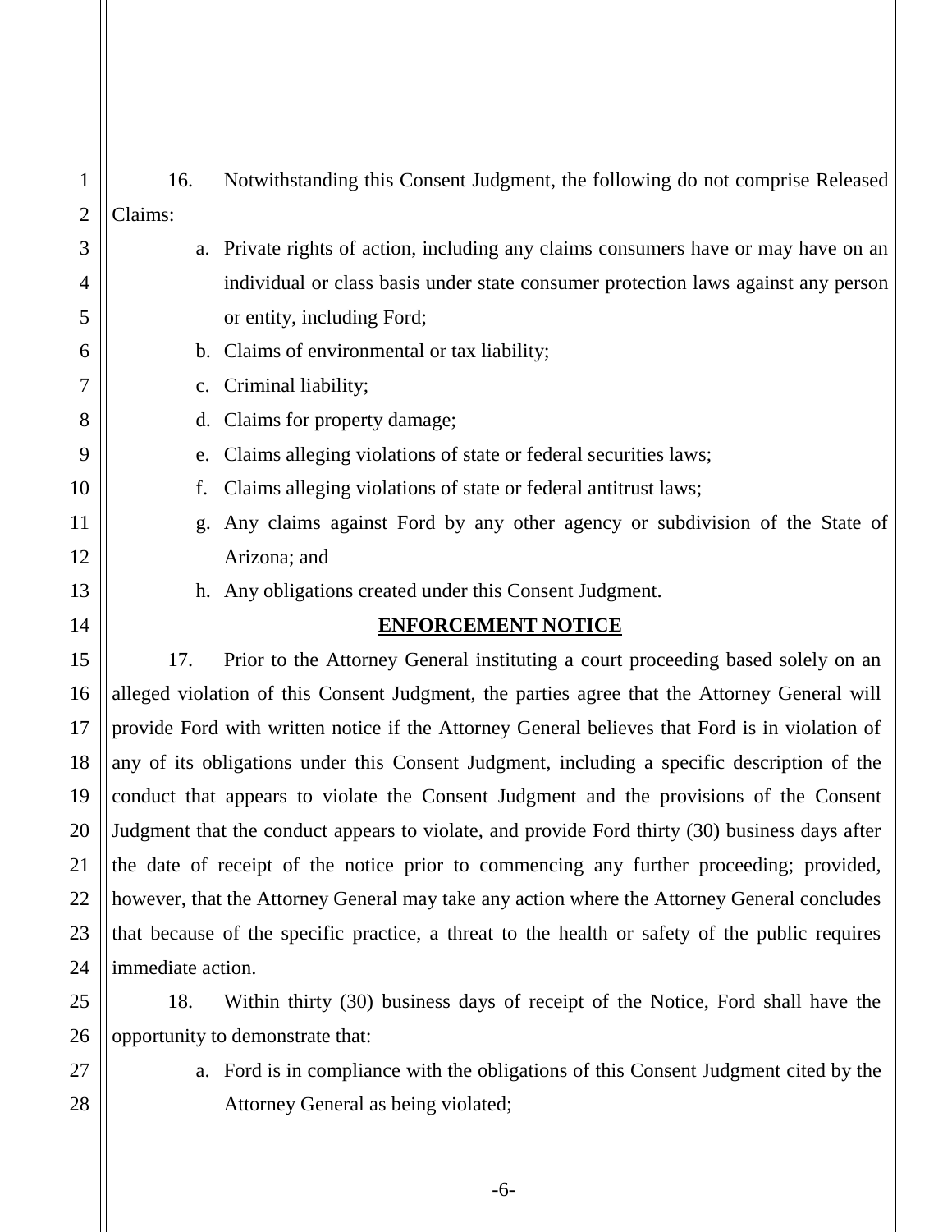16. Notwithstanding this Consent Judgment, the following do not comprise Released Claims:

a. Private rights of action, including any claims consumers have or may have on an individual or class basis under state consumer protection laws against any person or entity, including Ford;

b. Claims of environmental or tax liability;

c. Criminal liability;

d. Claims for property damage;

e. Claims alleging violations of state or federal securities laws;

f. Claims alleging violations of state or federal antitrust laws;

g. Any claims against Ford by any other agency or subdivision of the State of Arizona; and

h. Any obligations created under this Consent Judgment.

## ENFORCEMENT NOTICE

17. Prior to the Attorney General instituting a court proceeding based solely on an alleged violation of this Consent Judgment, the parties agree that the Attorney General will provide Ford with written notice if the Attorney General believes that Ford is in violation of any of its obligations under this Consent Judgment, including a specific description of the conduct that appears to violate the Consent Judgment and the provisions of the Consent Judgment that the conduct appears to violate, and provide Ford thirty (30) business days after the date of receipt of the notice prior to commencing any further proceeding; provided, however, that the Attorney General may take any action where the Attorney General concludes that because of the specific practice, a threat to the health or safety of the public requires immediate action.

18. Within thirty (30) business days of receipt of the Notice, Ford shall have the opportunity to demonstrate that:

a. Ford is in compliance with the obligations of this Consent Judgment cited by the Attorney General as being violated;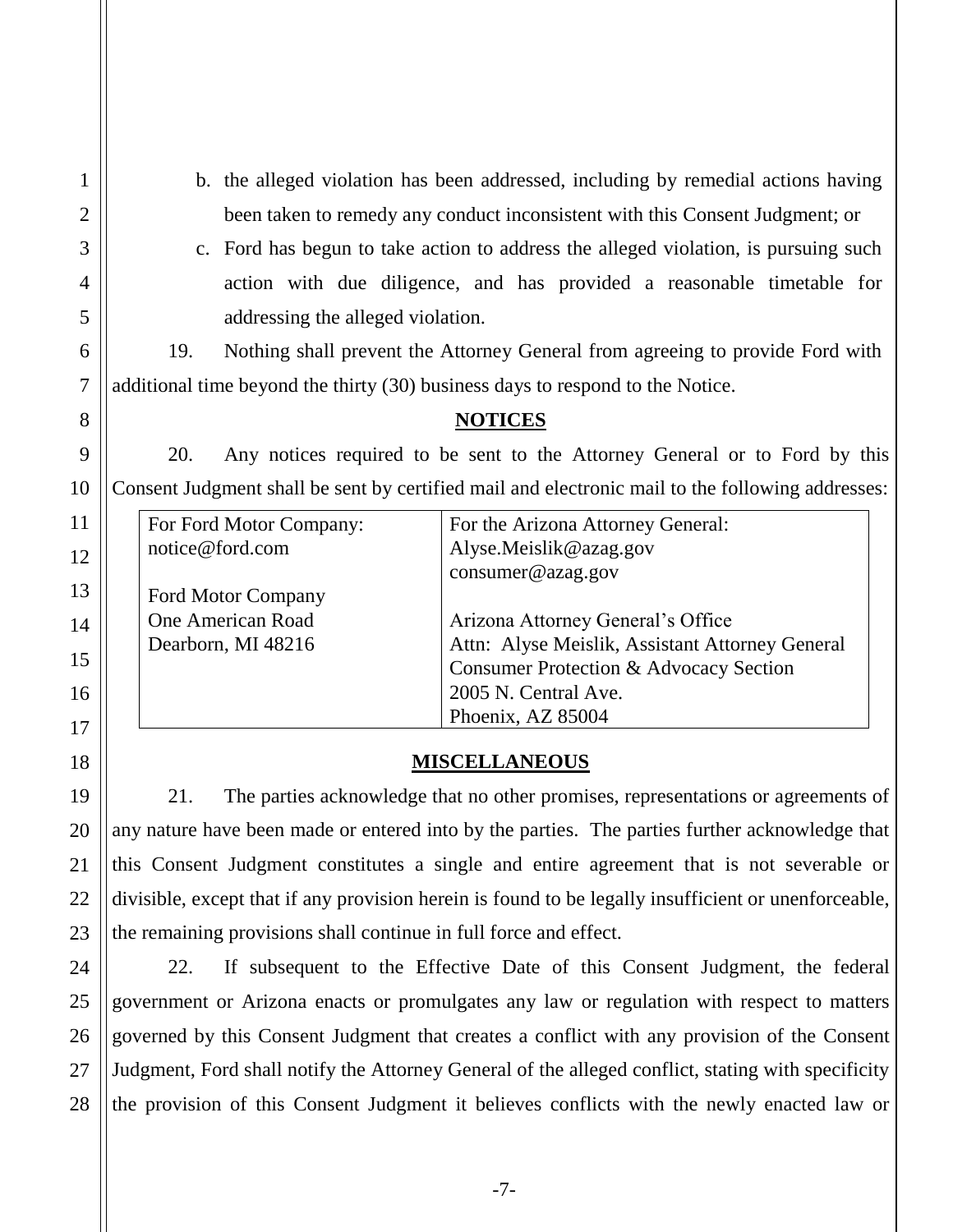b. the alleged violation has been addressed, including by remedial actions having been taken to remedy any conduct inconsistent with this Consent Judgment; or

c. Ford has begun to take action to address the alleged violation, is pursuing such action with due diligence, and has provided a reasonable timetable for addressing the alleged violation.

19. Nothing shall prevent the Attorney General from agreeing to provide Ford with additional time beyond the thirty (30) business days to respond to the Notice.

## NOTICES

20. Any notices required to be sent to the Attorney General or to Ford by this Consent Judgment shall be sent by certified mail and electronic mail to the following addresses:

| For Ford Motor Company: | For the Arizona Attorney General: |
|---|---|
| notice@ford.com<br><br>Ford Motor Company<br>One American Road<br>Dearborn, MI 48216 | Alyse.Meislik@azag.gov<br>consumer@azag.gov<br><br>Arizona Attorney General's Office<br>Attn: Alyse Meislik, Assistant Attorney General<br>Consumer Protection & Advocacy Section<br>2005 N. Central Ave.<br>Phoenix, AZ 85004 |

## MISCELLANEOUS

21. The parties acknowledge that no other promises, representations or agreements of any nature have been made or entered into by the parties. The parties further acknowledge that this Consent Judgment constitutes a single and entire agreement that is not severable or divisible, except that if any provision herein is found to be legally insufficient or unenforceable, the remaining provisions shall continue in full force and effect.

22. If subsequent to the Effective Date of this Consent Judgment, the federal government or Arizona enacts or promulgates any law or regulation with respect to matters governed by this Consent Judgment that creates a conflict with any provision of the Consent Judgment, Ford shall notify the Attorney General of the alleged conflict, stating with specificity the provision of this Consent Judgment it believes conflicts with the newly enacted law or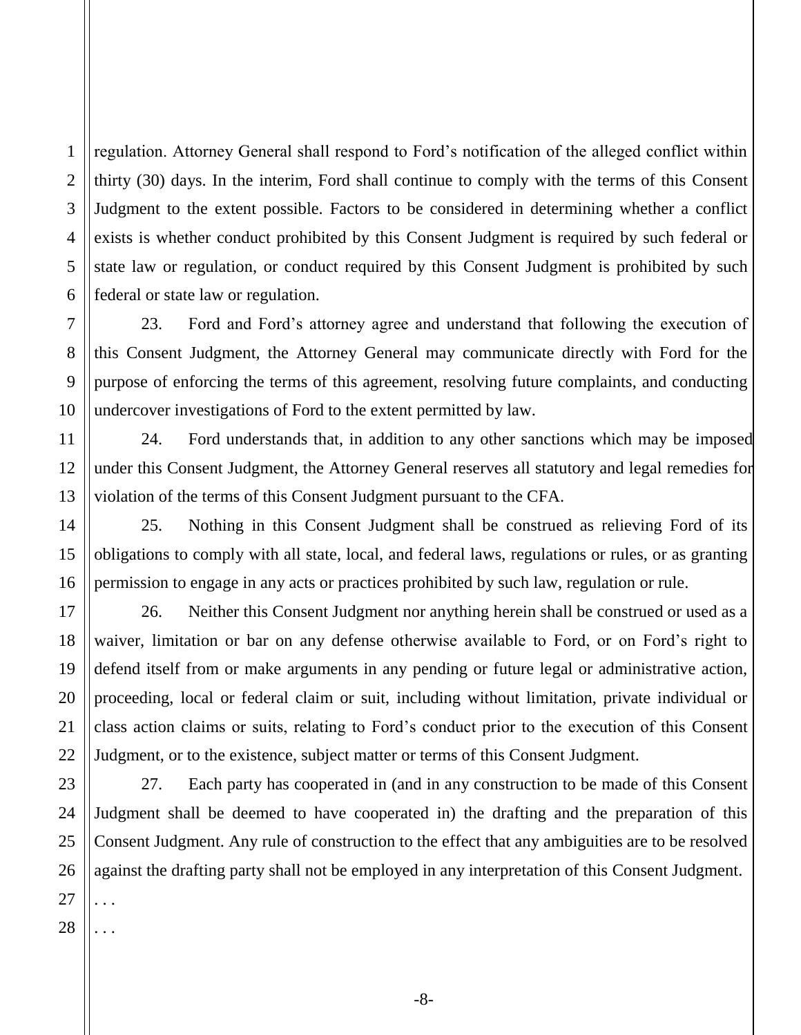regulation. Attorney General shall respond to Ford's notification of the alleged conflict within thirty (30) days. In the interim, Ford shall continue to comply with the terms of this Consent Judgment to the extent possible. Factors to be considered in determining whether a conflict exists is whether conduct prohibited by this Consent Judgment is required by such federal or state law or regulation, or conduct required by this Consent Judgment is prohibited by such federal or state law or regulation.

23. Ford and Ford's attorney agree and understand that following the execution of this Consent Judgment, the Attorney General may communicate directly with Ford for the purpose of enforcing the terms of this agreement, resolving future complaints, and conducting undercover investigations of Ford to the extent permitted by law.

24. Ford understands that, in addition to any other sanctions which may be imposed under this Consent Judgment, the Attorney General reserves all statutory and legal remedies for violation of the terms of this Consent Judgment pursuant to the CFA.

25. Nothing in this Consent Judgment shall be construed as relieving Ford of its obligations to comply with all state, local, and federal laws, regulations or rules, or as granting permission to engage in any acts or practices prohibited by such law, regulation or rule.

26. Neither this Consent Judgment nor anything herein shall be construed or used as a waiver, limitation or bar on any defense otherwise available to Ford, or on Ford's right to defend itself from or make arguments in any pending or future legal or administrative action, proceeding, local or federal claim or suit, including without limitation, private individual or class action claims or suits, relating to Ford's conduct prior to the execution of this Consent Judgment, or to the existence, subject matter or terms of this Consent Judgment.

27. Each party has cooperated in (and in any construction to be made of this Consent Judgment shall be deemed to have cooperated in) the drafting and the preparation of this Consent Judgment. Any rule of construction to the effect that any ambiguities are to be resolved against the drafting party shall not be employed in any interpretation of this Consent Judgment.

. . .

. . .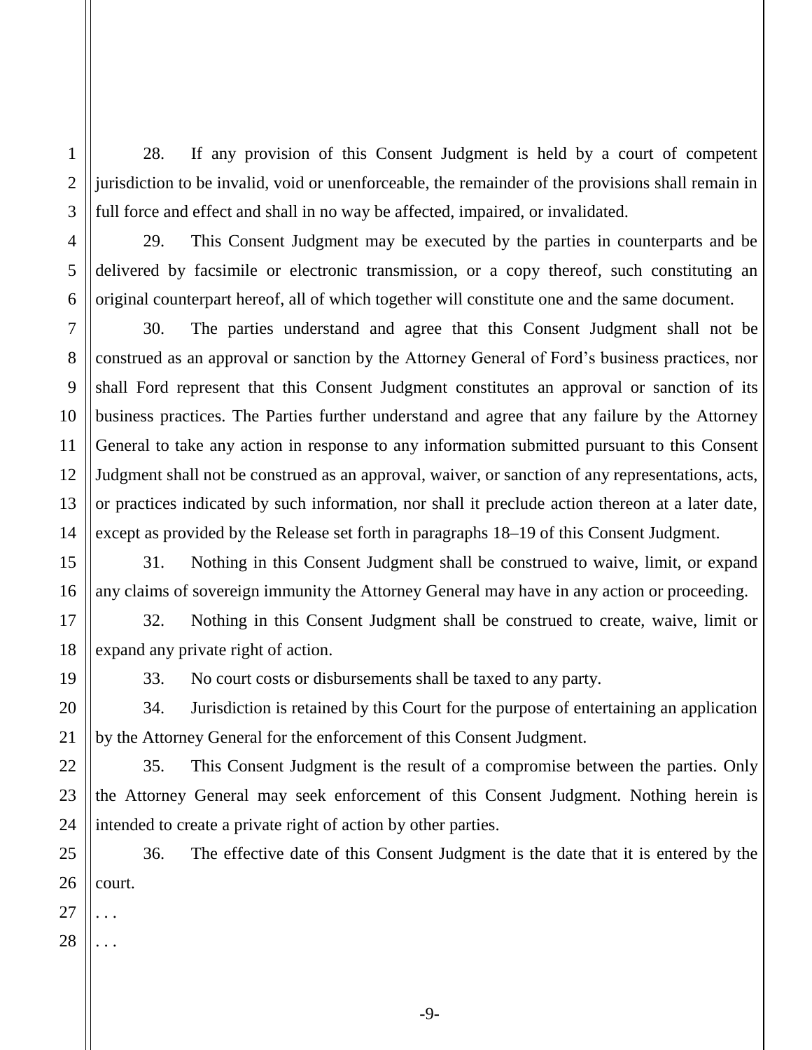28. If any provision of this Consent Judgment is held by a court of competent jurisdiction to be invalid, void or unenforceable, the remainder of the provisions shall remain in full force and effect and shall in no way be affected, impaired, or invalidated.

29. This Consent Judgment may be executed by the parties in counterparts and be delivered by facsimile or electronic transmission, or a copy thereof, such constituting an original counterpart hereof, all of which together will constitute one and the same document.

30. The parties understand and agree that this Consent Judgment shall not be construed as an approval or sanction by the Attorney General of Ford's business practices, nor shall Ford represent that this Consent Judgment constitutes an approval or sanction of its business practices. The Parties further understand and agree that any failure by the Attorney General to take any action in response to any information submitted pursuant to this Consent Judgment shall not be construed as an approval, waiver, or sanction of any representations, acts, or practices indicated by such information, nor shall it preclude action thereon at a later date, except as provided by the Release set forth in paragraphs 18–19 of this Consent Judgment.

31. Nothing in this Consent Judgment shall be construed to waive, limit, or expand any claims of sovereign immunity the Attorney General may have in any action or proceeding.

32. Nothing in this Consent Judgment shall be construed to create, waive, limit or expand any private right of action.

33. No court costs or disbursements shall be taxed to any party.

34. Jurisdiction is retained by this Court for the purpose of entertaining an application by the Attorney General for the enforcement of this Consent Judgment.

35. This Consent Judgment is the result of a compromise between the parties. Only the Attorney General may seek enforcement of this Consent Judgment. Nothing herein is intended to create a private right of action by other parties.

36. The effective date of this Consent Judgment is the date that it is entered by the court.

. . .

. . .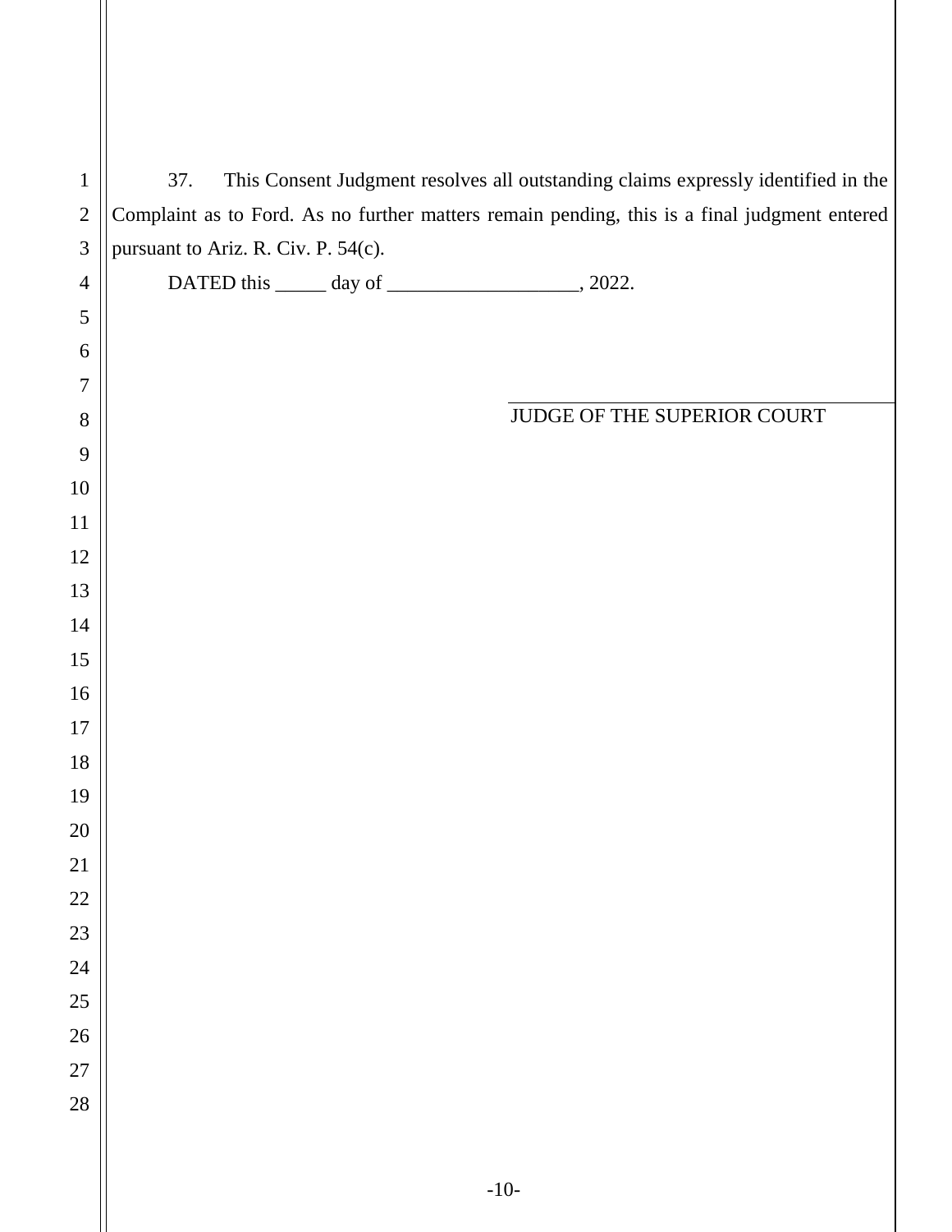37. This Consent Judgment resolves all outstanding claims expressly identified in the Complaint as to Ford. As no further matters remain pending, this is a final judgment entered pursuant to Ariz. R. Civ. P. 54(c).

DATED this _____ day of ___________________, 2022.

JUDGE OF THE SUPERIOR COURT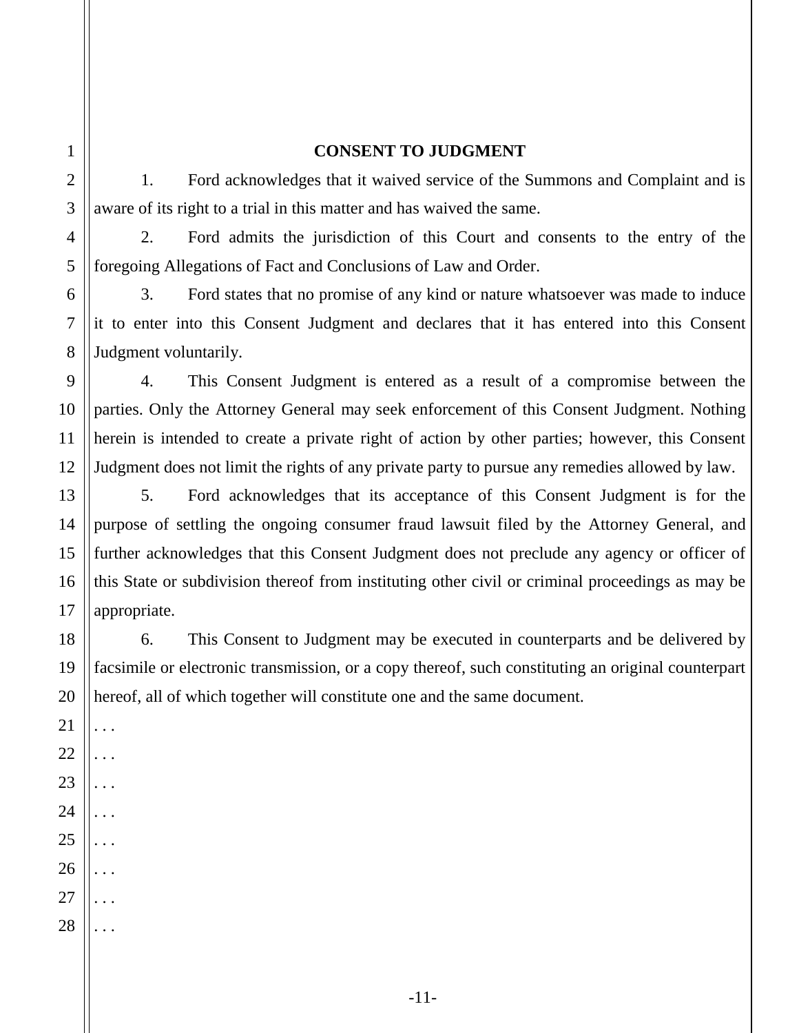## CONSENT TO JUDGMENT

1. Ford acknowledges that it waived service of the Summons and Complaint and is aware of its right to a trial in this matter and has waived the same.

2. Ford admits the jurisdiction of this Court and consents to the entry of the foregoing Allegations of Fact and Conclusions of Law and Order.

3. Ford states that no promise of any kind or nature whatsoever was made to induce it to enter into this Consent Judgment and declares that it has entered into this Consent Judgment voluntarily.

4. This Consent Judgment is entered as a result of a compromise between the parties. Only the Attorney General may seek enforcement of this Consent Judgment. Nothing herein is intended to create a private right of action by other parties; however, this Consent Judgment does not limit the rights of any private party to pursue any remedies allowed by law.

5. Ford acknowledges that its acceptance of this Consent Judgment is for the purpose of settling the ongoing consumer fraud lawsuit filed by the Attorney General, and further acknowledges that this Consent Judgment does not preclude any agency or officer of this State or subdivision thereof from instituting other civil or criminal proceedings as may be appropriate.

6. This Consent to Judgment may be executed in counterparts and be delivered by facsimile or electronic transmission, or a copy thereof, such constituting an original counterpart hereof, all of which together will constitute one and the same document.

. . .

. . .

. . .

. . .

. . .

. . .

. . .

. . .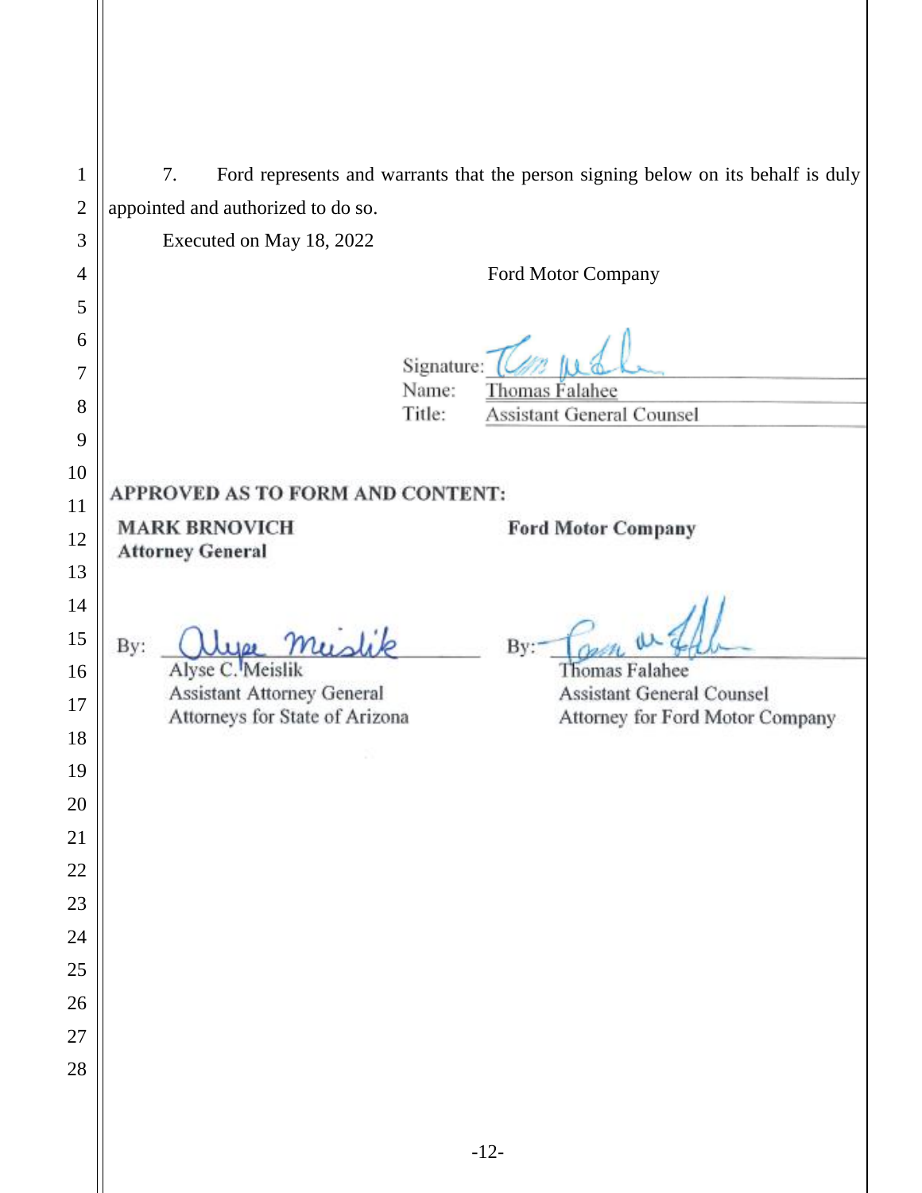7. Ford represents and warrants that the person signing below on its behalf is duly appointed and authorized to do so.

Executed on May 18, 2022

Ford Motor Company

Signature: ______________________

Name: Thomas Falahee

Title: Assistant General Counsel

**APPROVED AS TO FORM AND CONTENT:**

**MARK BRNOVICH**
**Attorney General**

By: ______________________
Alyse C. Meislik
Assistant Attorney General
Attorneys for State of Arizona

**Ford Motor Company**

By: ______________________
Thomas Falahee
Assistant General Counsel
Attorney for Ford Motor Company